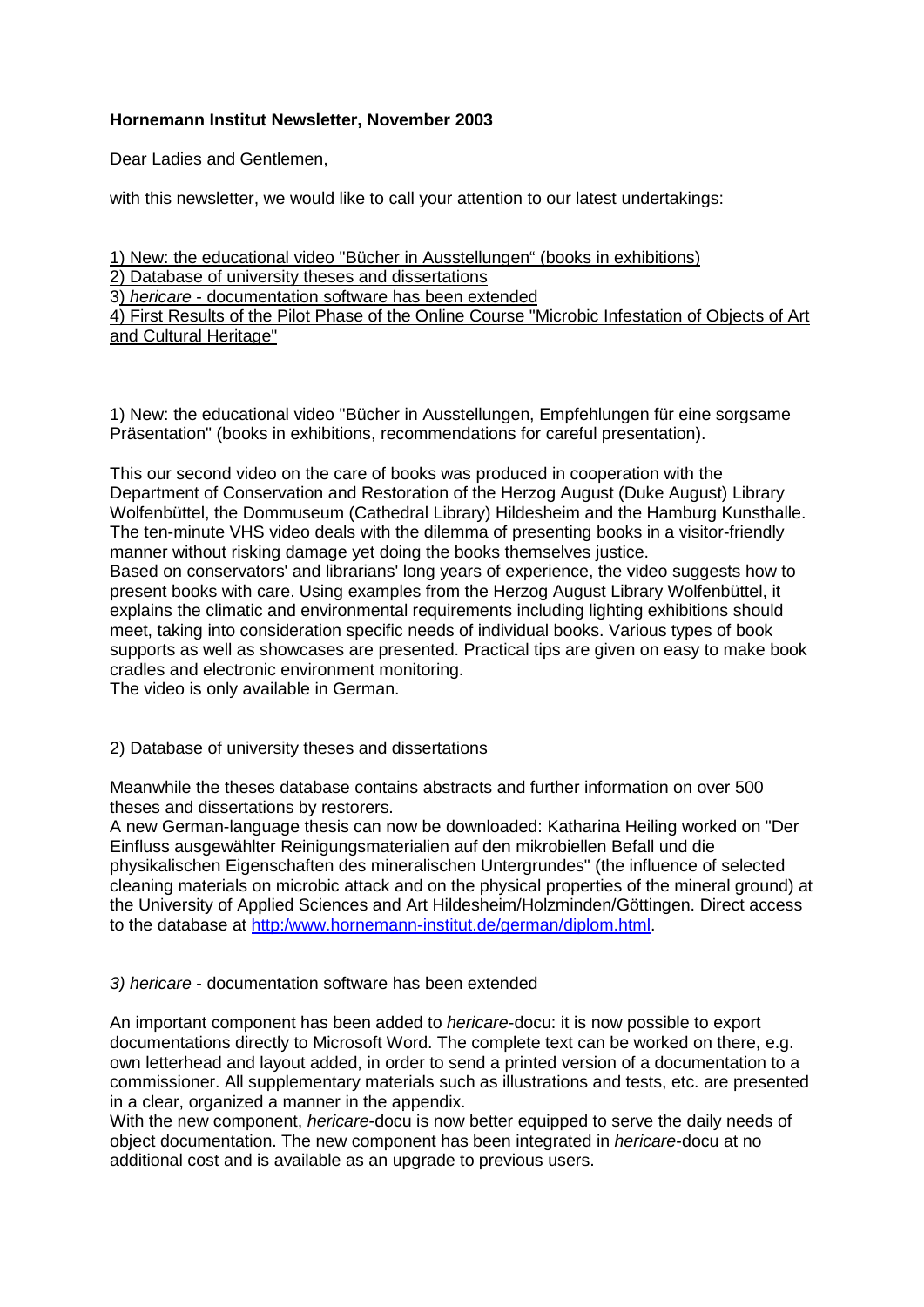**Hornemann Institut Newsletter, November 2003**

Dear Ladies and Gentlemen,

with this newsletter, we would like to call your attention to our latest undertakings:

1) New: the educational video "Bücher in Ausstellungen“ (books in exhibitions)
2) Database of university theses and dissertations
3) *hericare* - documentation software has been extended
4) First Results of the Pilot Phase of the Online Course "Microbic Infestation of Objects of Art and Cultural Heritage"

1) New: the educational video "Bücher in Ausstellungen, Empfehlungen für eine sorgsame Präsentation" (books in exhibitions, recommendations for careful presentation).

This our second video on the care of books was produced in cooperation with the Department of Conservation and Restoration of the Herzog August (Duke August) Library Wolfenbüttel, the Dommuseum (Cathedral Library) Hildesheim and the Hamburg Kunsthalle. The ten-minute VHS video deals with the dilemma of presenting books in a visitor-friendly manner without risking damage yet doing the books themselves justice.
Based on conservators' and librarians' long years of experience, the video suggests how to present books with care. Using examples from the Herzog August Library Wolfenbüttel, it explains the climatic and environmental requirements including lighting exhibitions should meet, taking into consideration specific needs of individual books. Various types of book supports as well as showcases are presented. Practical tips are given on easy to make book cradles and electronic environment monitoring.
The video is only available in German.

2) Database of university theses and dissertations

Meanwhile the theses database contains abstracts and further information on over 500 theses and dissertations by restorers.
A new German-language thesis can now be downloaded: Katharina Heiling worked on "Der Einfluss ausgewählter Reinigungsmaterialien auf den mikrobiellen Befall und die physikalischen Eigenschaften des mineralischen Untergrundes" (the influence of selected cleaning materials on microbic attack and on the physical properties of the mineral ground) at the University of Applied Sciences and Art Hildesheim/Holzminden/Göttingen. Direct access to the database at http:/www.hornemann-institut.de/german/diplom.html.

*3) hericare* - documentation software has been extended

An important component has been added to *hericare*-docu: it is now possible to export documentations directly to Microsoft Word. The complete text can be worked on there, e.g. own letterhead and layout added, in order to send a printed version of a documentation to a commissioner. All supplementary materials such as illustrations and tests, etc. are presented in a clear, organized a manner in the appendix.
With the new component, *hericare*-docu is now better equipped to serve the daily needs of object documentation. The new component has been integrated in *hericare*-docu at no additional cost and is available as an upgrade to previous users.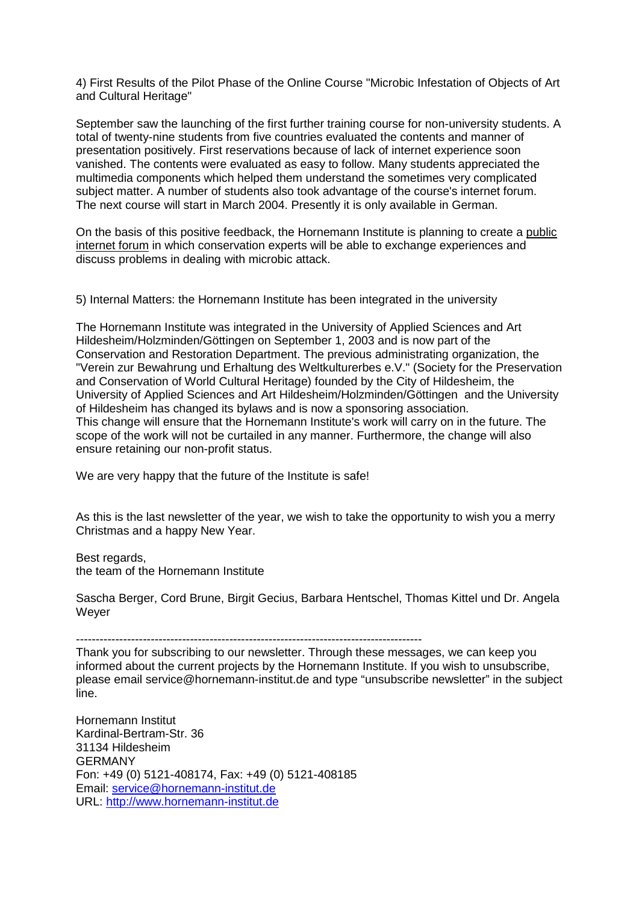4) First Results of the Pilot Phase of the Online Course "Microbic Infestation of Objects of Art and Cultural Heritage"

September saw the launching of the first further training course for non-university students. A total of twenty-nine students from five countries evaluated the contents and manner of presentation positively. First reservations because of lack of internet experience soon vanished. The contents were evaluated as easy to follow. Many students appreciated the multimedia components which helped them understand the sometimes very complicated subject matter. A number of students also took advantage of the course's internet forum. The next course will start in March 2004. Presently it is only available in German.

On the basis of this positive feedback, the Hornemann Institute is planning to create a public internet forum in which conservation experts will be able to exchange experiences and discuss problems in dealing with microbic attack.

5) Internal Matters: the Hornemann Institute has been integrated in the university

The Hornemann Institute was integrated in the University of Applied Sciences and Art Hildesheim/Holzminden/Göttingen on September 1, 2003 and is now part of the Conservation and Restoration Department. The previous administrating organization, the "Verein zur Bewahrung und Erhaltung des Weltkulturerbes e.V." (Society for the Preservation and Conservation of World Cultural Heritage) founded by the City of Hildesheim, the University of Applied Sciences and Art Hildesheim/Holzminden/Göttingen and the University of Hildesheim has changed its bylaws and is now a sponsoring association.
This change will ensure that the Hornemann Institute's work will carry on in the future. The scope of the work will not be curtailed in any manner. Furthermore, the change will also ensure retaining our non-profit status.

We are very happy that the future of the Institute is safe!

As this is the last newsletter of the year, we wish to take the opportunity to wish you a merry Christmas and a happy New Year.

Best regards,
the team of the Hornemann Institute

Sascha Berger, Cord Brune, Birgit Gecius, Barbara Hentschel, Thomas Kittel und Dr. Angela Weyer

---

Thank you for subscribing to our newsletter. Through these messages, we can keep you informed about the current projects by the Hornemann Institute. If you wish to unsubscribe, please email service@hornemann-institut.de and type "unsubscribe newsletter" in the subject line.

Hornemann Institut
Kardinal-Bertram-Str. 36
31134 Hildesheim
GERMANY
Fon: +49 (0) 5121-408174, Fax: +49 (0) 5121-408185
Email: service@hornemann-institut.de
URL: http://www.hornemann-institut.de